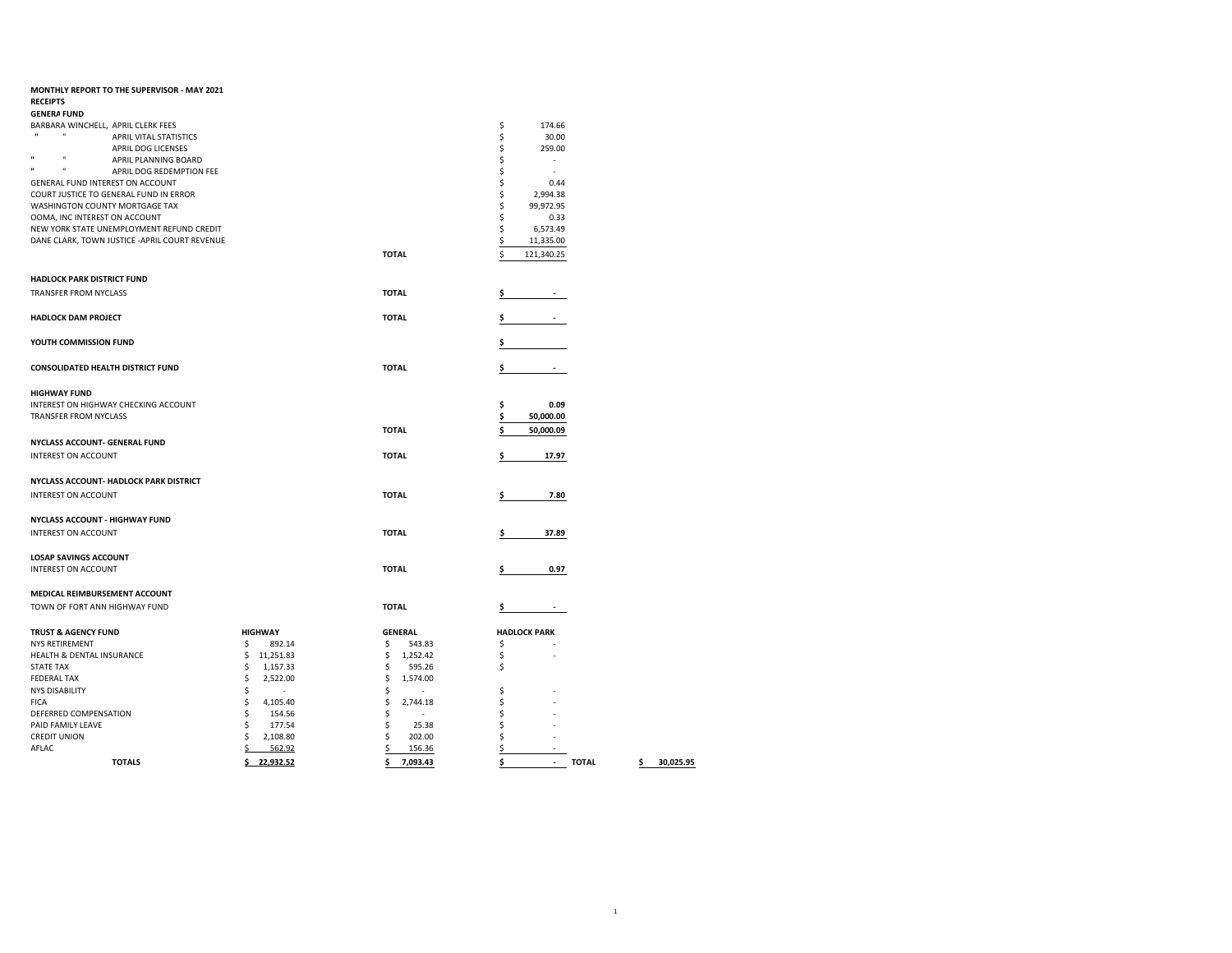**MONTHLY REPORT TO THE SUPERVISOR - MAY 2021**

**RECEIPTS**

**GENERA FUND**

| | | |
|---|---|---|
| BARBARA WINCHELL, APRIL CLERK FEES | | $ 174.66 |
| " " APRIL VITAL STATISTICS | | $ 30.00 |
| APRIL DOG LICENSES | | $ 259.00 |
| " " APRIL PLANNING BOARD | | $ - |
| " " APRIL DOG REDEMPTION FEE | | $ - |
| GENERAL FUND INTEREST ON ACCOUNT | | $ 0.44 |
| COURT JUSTICE TO GENERAL FUND IN ERROR | | $ 2,994.38 |
| WASHINGTON COUNTY MORTGAGE TAX | | $ 99,972.95 |
| OOMA, INC INTEREST ON ACCOUNT | | $ 0.33 |
| NEW YORK STATE UNEMPLOYMENT REFUND CREDIT | | $ 6,573.49 |
| DANE CLARK, TOWN JUSTICE -APRIL COURT REVENUE | | $ 11,335.00 |
| | **TOTAL** | $ 121,340.25 |

**HADLOCK PARK DISTRICT FUND**

| | | |
|---|---|---|
| TRANSFER FROM NYCLASS | **TOTAL** | **$ -** |

| | | |
|---|---|---|
| **HADLOCK DAM PROJECT** | **TOTAL** | **$ -** |

| | | |
|---|---|---|
| **YOUTH COMMISSION FUND** | | **$** |

| | | |
|---|---|---|
| **CONSOLIDATED HEALTH DISTRICT FUND** | **TOTAL** | **$ -** |

**HIGHWAY FUND**

| | | |
|---|---|---|
| INTEREST ON HIGHWAY CHECKING ACCOUNT | | **$ 0.09** |
| TRANSFER FROM NYCLASS | | **$ 50,000.00** |
| | **TOTAL** | **$ 50,000.09** |

**NYCLASS ACCOUNT- GENERAL FUND**

| | | |
|---|---|---|
| INTEREST ON ACCOUNT | **TOTAL** | **$ 17.97** |

**NYCLASS ACCOUNT- HADLOCK PARK DISTRICT**

| | | |
|---|---|---|
| INTEREST ON ACCOUNT | **TOTAL** | **$ 7.80** |

**NYCLASS ACCOUNT - HIGHWAY FUND**

| | | |
|---|---|---|
| INTEREST ON ACCOUNT | **TOTAL** | **$ 37.89** |

**LOSAP SAVINGS ACCOUNT**

| | | |
|---|---|---|
| INTEREST ON ACCOUNT | **TOTAL** | **$ 0.97** |

**MEDICAL REIMBURSEMENT ACCOUNT**

| | | |
|---|---|---|
| TOWN OF FORT ANN HIGHWAY FUND | **TOTAL** | **$ -** |

| **TRUST & AGENCY FUND** | **HIGHWAY** | **GENERAL** | **HADLOCK PARK** | | |
|---|---|---|---|---|---|
| NYS RETIREMENT | $ 892.14 | $ 543.83 | $ - | | |
| HEALTH & DENTAL INSURANCE | $ 11,251.83 | $ 1,252.42 | $ - | | |
| STATE TAX | $ 1,157.33 | $ 595.26 | $ | | |
| FEDERAL TAX | $ 2,522.00 | $ 1,574.00 | | | |
| NYS DISABILITY | $ - | $ - | $ - | | |
| FICA | $ 4,105.40 | $ 2,744.18 | $ - | | |
| DEFERRED COMPENSATION | $ 154.56 | $ - | $ - | | |
| PAID FAMILY LEAVE | $ 177.54 | $ 25.38 | $ - | | |
| CREDIT UNION | $ 2,108.80 | $ 202.00 | $ - | | |
| AFLAC | $ 562.92 | $ 156.36 | $ - | | |
| **TOTALS** | **$ 22,932.52** | **$ 7,093.43** | **$ -** | **TOTAL** | **$ 30,025.95** |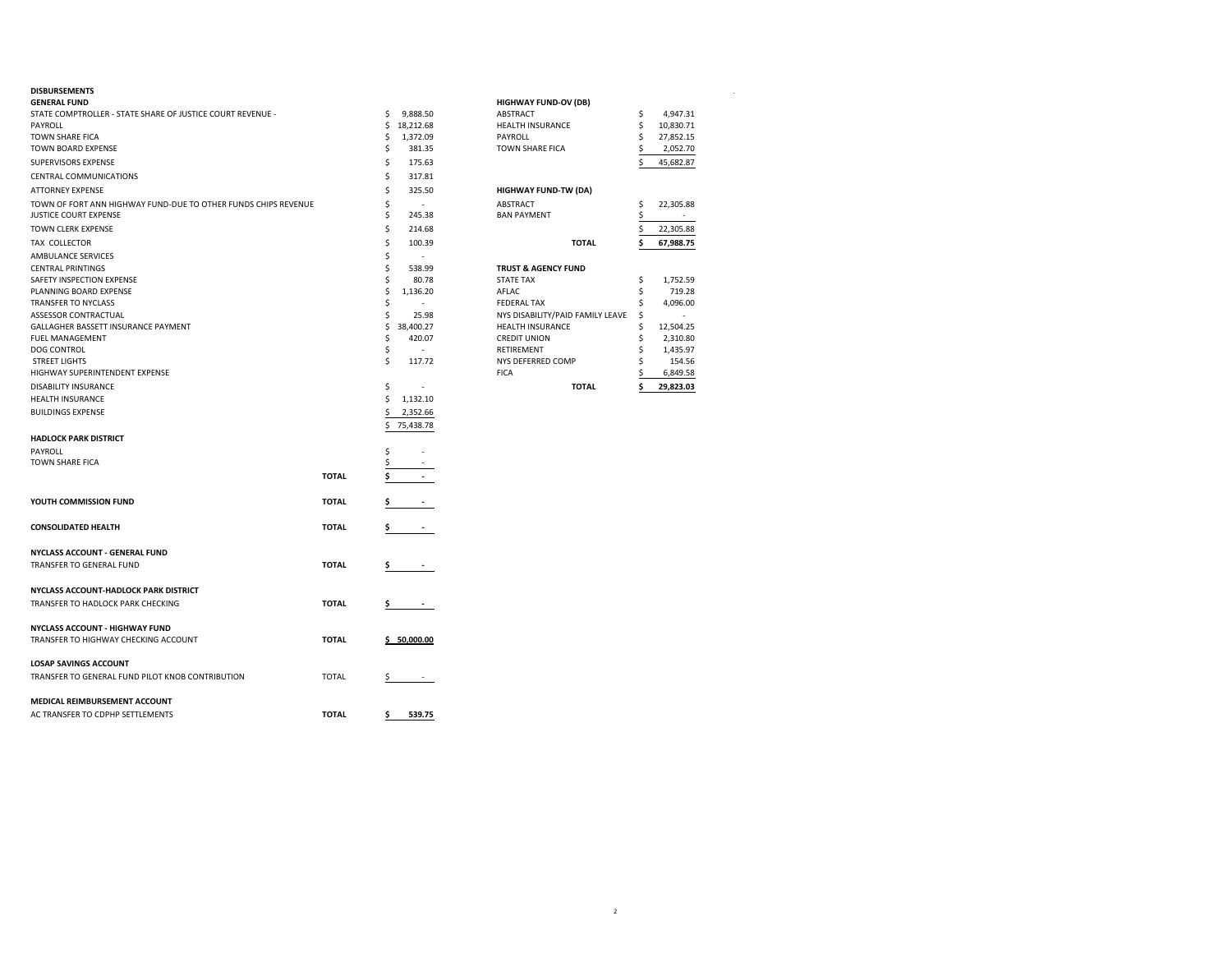# DISBURSEMENTS

## GENERAL FUND

| | |
|---|---|
| STATE COMPTROLLER - STATE SHARE OF JUSTICE COURT REVENUE - | $ 9,888.50 |
| PAYROLL | $ 18,212.68 |
| TOWN SHARE FICA | $ 1,372.09 |
| TOWN BOARD EXPENSE | $ 381.35 |
| SUPERVISORS EXPENSE | $ 175.63 |
| CENTRAL COMMUNICATIONS | $ 317.81 |
| ATTORNEY EXPENSE | $ 325.50 |
| TOWN OF FORT ANN HIGHWAY FUND-DUE TO OTHER FUNDS CHIPS REVENUE | $ - |
| JUSTICE COURT EXPENSE | $ 245.38 |
| TOWN CLERK EXPENSE | $ 214.68 |
| TAX COLLECTOR | $ 100.39 |
| AMBULANCE SERVICES | $ - |
| CENTRAL PRINTINGS | $ 538.99 |
| SAFETY INSPECTION EXPENSE | $ 80.78 |
| PLANNING BOARD EXPENSE | $ 1,136.20 |
| TRANSFER TO NYCLASS | $ - |
| ASSESSOR CONTRACTUAL | $ 25.98 |
| GALLAGHER BASSETT INSURANCE PAYMENT | $ 38,400.27 |
| FUEL MANAGEMENT | $ 420.07 |
| DOG CONTROL | $ - |
| STREET LIGHTS | $ 117.72 |
| HIGHWAY SUPERINTENDENT EXPENSE | |
| DISABILITY INSURANCE | $ - |
| HEALTH INSURANCE | $ 1,132.10 |
| BUILDINGS EXPENSE | $ 2,352.66 |
| | $ 75,438.78 |

## HADLOCK PARK DISTRICT

| | | |
|---|---|---|
| PAYROLL | | $ - |
| TOWN SHARE FICA | | $ - |
| | **TOTAL** | $ - |

| | | |
|---|---|---|
| **YOUTH COMMISSION FUND** | **TOTAL** | **$ -** |
| **CONSOLIDATED HEALTH** | **TOTAL** | **$ -** |

## NYCLASS ACCOUNT - GENERAL FUND

| | | |
|---|---|---|
| TRANSFER TO GENERAL FUND | **TOTAL** | **$ -** |

## NYCLASS ACCOUNT-HADLOCK PARK DISTRICT

| | | |
|---|---|---|
| TRANSFER TO HADLOCK PARK CHECKING | **TOTAL** | **$ -** |

## NYCLASS ACCOUNT - HIGHWAY FUND

| | | |
|---|---|---|
| TRANSFER TO HIGHWAY CHECKING ACCOUNT | **TOTAL** | **$ 50,000.00** |

## LOSAP SAVINGS ACCOUNT

| | | |
|---|---|---|
| TRANSFER TO GENERAL FUND PILOT KNOB CONTRIBUTION | TOTAL | $ - |

## MEDICAL REIMBURSEMENT ACCOUNT

| | | |
|---|---|---|
| AC TRANSFER TO CDPHP SETTLEMENTS | **TOTAL** | **$ 539.75** |

## HIGHWAY FUND-OV (DB)

| | |
|---|---|
| ABSTRACT | $ 4,947.31 |
| HEALTH INSURANCE | $ 10,830.71 |
| PAYROLL | $ 27,852.15 |
| TOWN SHARE FICA | $ 2,052.70 |
| | $ 45,682.87 |

## HIGHWAY FUND-TW (DA)

| | |
|---|---|
| ABSTRACT | $ 22,305.88 |
| BAN PAYMENT | $ - |
| | $ 22,305.88 |
| **TOTAL** | **$ 67,988.75** |

## TRUST & AGENCY FUND

| | |
|---|---|
| STATE TAX | $ 1,752.59 |
| AFLAC | $ 719.28 |
| FEDERAL TAX | $ 4,096.00 |
| NYS DISABILITY/PAID FAMILY LEAVE | $ - |
| HEALTH INSURANCE | $ 12,504.25 |
| CREDIT UNION | $ 2,310.80 |
| RETIREMENT | $ 1,435.97 |
| NYS DEFERRED COMP | $ 154.56 |
| FICA | $ 6,849.58 |
| **TOTAL** | **$ 29,823.03** |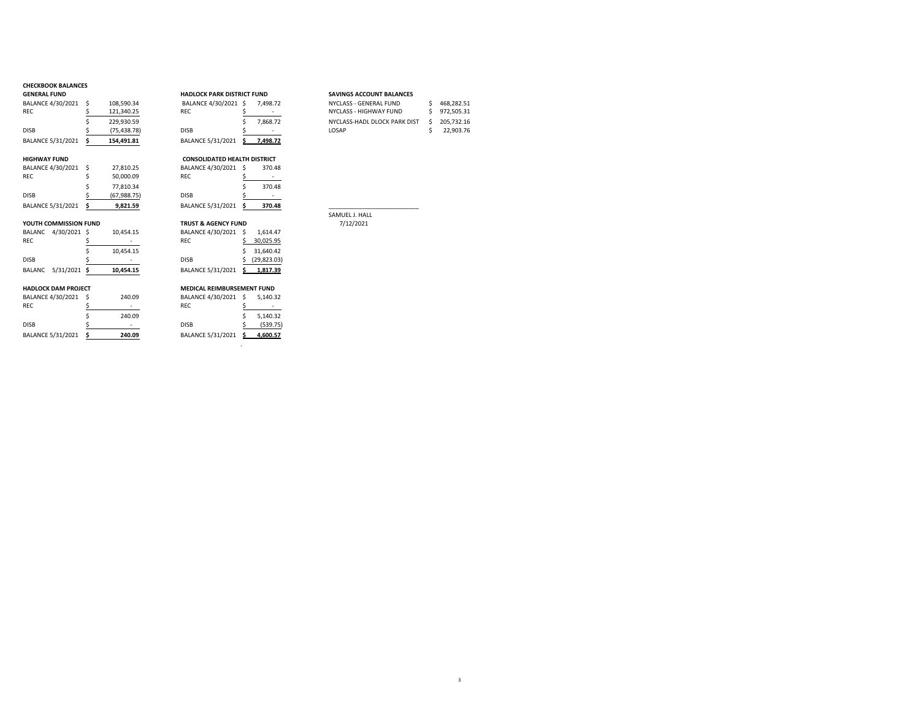# CHECKBOOK BALANCES

### GENERAL FUND

| | | |
|---|---|---|
| BALANCE 4/30/2021 | $ | 108,590.34 |
| REC | $ | 121,340.25 |
| | $ | 229,930.59 |
| DISB | $ | (75,438.78) |
| BALANCE 5/31/2021 | **$** | **154,491.81** |

### HIGHWAY FUND

| | | |
|---|---|---|
| BALANCE 4/30/2021 | $ | 27,810.25 |
| REC | $ | 50,000.09 |
| | $ | 77,810.34 |
| DISB | $ | (67,988.75) |
| BALANCE 5/31/2021 | **$** | **9,821.59** |

### YOUTH COMMISSION FUND

| | | |
|---|---|---|
| BALANC 4/30/2021 | $ | 10,454.15 |
| REC | $ | - |
| | $ | 10,454.15 |
| DISB | $ | - |
| BALANC 5/31/2021 | **$** | **10,454.15** |

### HADLOCK DAM PROJECT

| | | |
|---|---|---|
| BALANCE 4/30/2021 | $ | 240.09 |
| REC | $ | - |
| | $ | 240.09 |
| DISB | $ | - |
| BALANCE 5/31/2021 | **$** | **240.09** |

### HADLOCK PARK DISTRICT FUND

| | | |
|---|---|---|
| BALANCE 4/30/2021 | $ | 7,498.72 |
| REC | $ | - |
| | $ | 7,868.72 |
| DISB | $ | - |
| BALANCE 5/31/2021 | **$** | **7,498.72** |

### CONSOLIDATED HEALTH DISTRICT

| | | |
|---|---|---|
| BALANCE 4/30/2021 | $ | 370.48 |
| REC | $ | - |
| | $ | 370.48 |
| DISB | $ | - |
| BALANCE 5/31/2021 | **$** | **370.48** |

### TRUST & AGENCY FUND

| | | |
|---|---|---|
| BALANCE 4/30/2021 | $ | 1,614.47 |
| REC | $ | 30,025.95 |
| | $ | 31,640.42 |
| DISB | $ | (29,823.03) |
| BALANCE 5/31/2021 | **$** | **1,817.39** |

### MEDICAL REIMBURSEMENT FUND

| | | |
|---|---|---|
| BALANCE 4/30/2021 | $ | 5,140.32 |
| REC | $ | - |
| | $ | 5,140.32 |
| DISB | $ | (539.75) |
| BALANCE 5/31/2021 | **$** | **4,600.57** |

### SAVINGS ACCOUNT BALANCES

| | | |
|---|---|---|
| NYCLASS - GENERAL FUND | $ | 468,282.51 |
| NYCLASS - HIGHWAY FUND | $ | 972,505.31 |
| NYCLASS-HADL DLOCK PARK DIST | $ | 205,732.16 |
| LOSAP | $ | 22,903.76 |

___________________________

SAMUEL J. HALL

7/12/2021